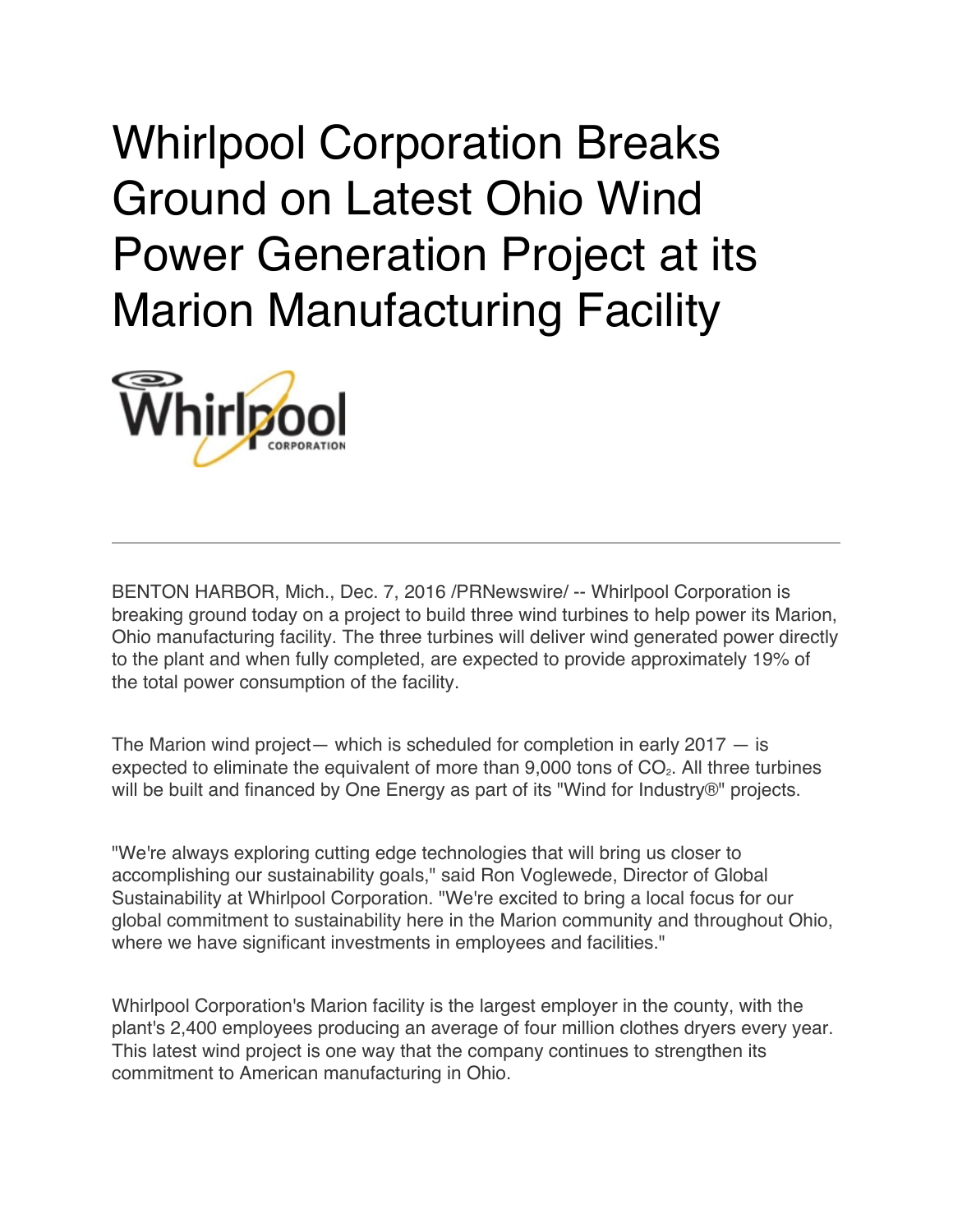# Whirlpool Corporation Breaks Ground on Latest Ohio Wind Power Generation Project at its Marion Manufacturing Facility

---

BENTON HARBOR, Mich., Dec. 7, 2016 /PRNewswire/ -- Whirlpool Corporation is breaking ground today on a project to build three wind turbines to help power its Marion, Ohio manufacturing facility. The three turbines will deliver wind generated power directly to the plant and when fully completed, are expected to provide approximately 19% of the total power consumption of the facility.

The Marion wind project— which is scheduled for completion in early 2017 — is expected to eliminate the equivalent of more than 9,000 tons of $CO_2$. All three turbines will be built and financed by One Energy as part of its "Wind for Industry®" projects.

"We're always exploring cutting edge technologies that will bring us closer to accomplishing our sustainability goals," said Ron Voglewede, Director of Global Sustainability at Whirlpool Corporation. "We're excited to bring a local focus for our global commitment to sustainability here in the Marion community and throughout Ohio, where we have significant investments in employees and facilities."

Whirlpool Corporation's Marion facility is the largest employer in the county, with the plant's 2,400 employees producing an average of four million clothes dryers every year. This latest wind project is one way that the company continues to strengthen its commitment to American manufacturing in Ohio.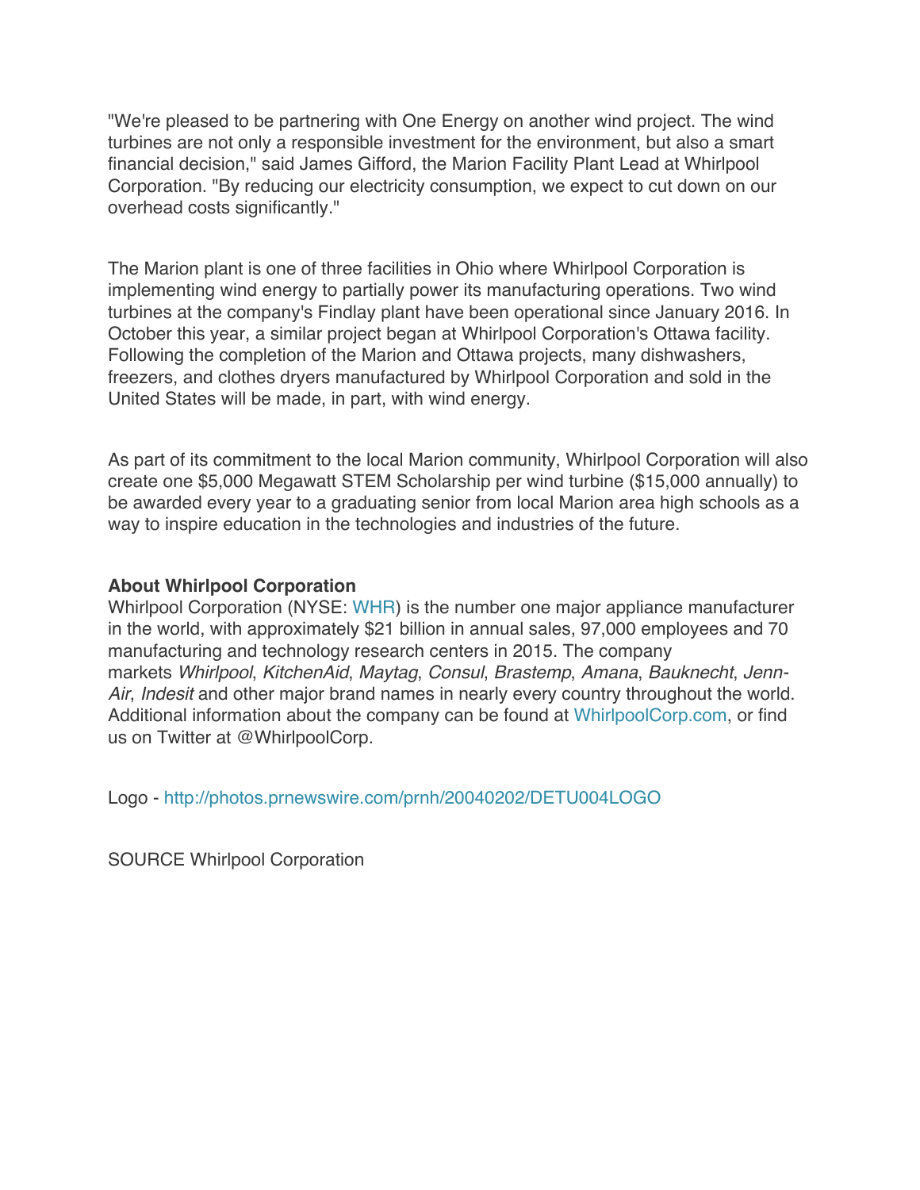"We're pleased to be partnering with One Energy on another wind project. The wind turbines are not only a responsible investment for the environment, but also a smart financial decision," said James Gifford, the Marion Facility Plant Lead at Whirlpool Corporation. "By reducing our electricity consumption, we expect to cut down on our overhead costs significantly."

The Marion plant is one of three facilities in Ohio where Whirlpool Corporation is implementing wind energy to partially power its manufacturing operations. Two wind turbines at the company's Findlay plant have been operational since January 2016. In October this year, a similar project began at Whirlpool Corporation's Ottawa facility. Following the completion of the Marion and Ottawa projects, many dishwashers, freezers, and clothes dryers manufactured by Whirlpool Corporation and sold in the United States will be made, in part, with wind energy.

As part of its commitment to the local Marion community, Whirlpool Corporation will also create one $5,000 Megawatt STEM Scholarship per wind turbine ($15,000 annually) to be awarded every year to a graduating senior from local Marion area high schools as a way to inspire education in the technologies and industries of the future.

**About Whirlpool Corporation**

Whirlpool Corporation (NYSE: WHR) is the number one major appliance manufacturer in the world, with approximately $21 billion in annual sales, 97,000 employees and 70 manufacturing and technology research centers in 2015. The company markets *Whirlpool*, *KitchenAid*, *Maytag*, *Consul*, *Brastemp*, *Amana*, *Bauknecht*, *Jenn-Air*, *Indesit* and other major brand names in nearly every country throughout the world. Additional information about the company can be found at WhirlpoolCorp.com, or find us on Twitter at @WhirlpoolCorp.

Logo - http://photos.prnewswire.com/prnh/20040202/DETU004LOGO

SOURCE Whirlpool Corporation